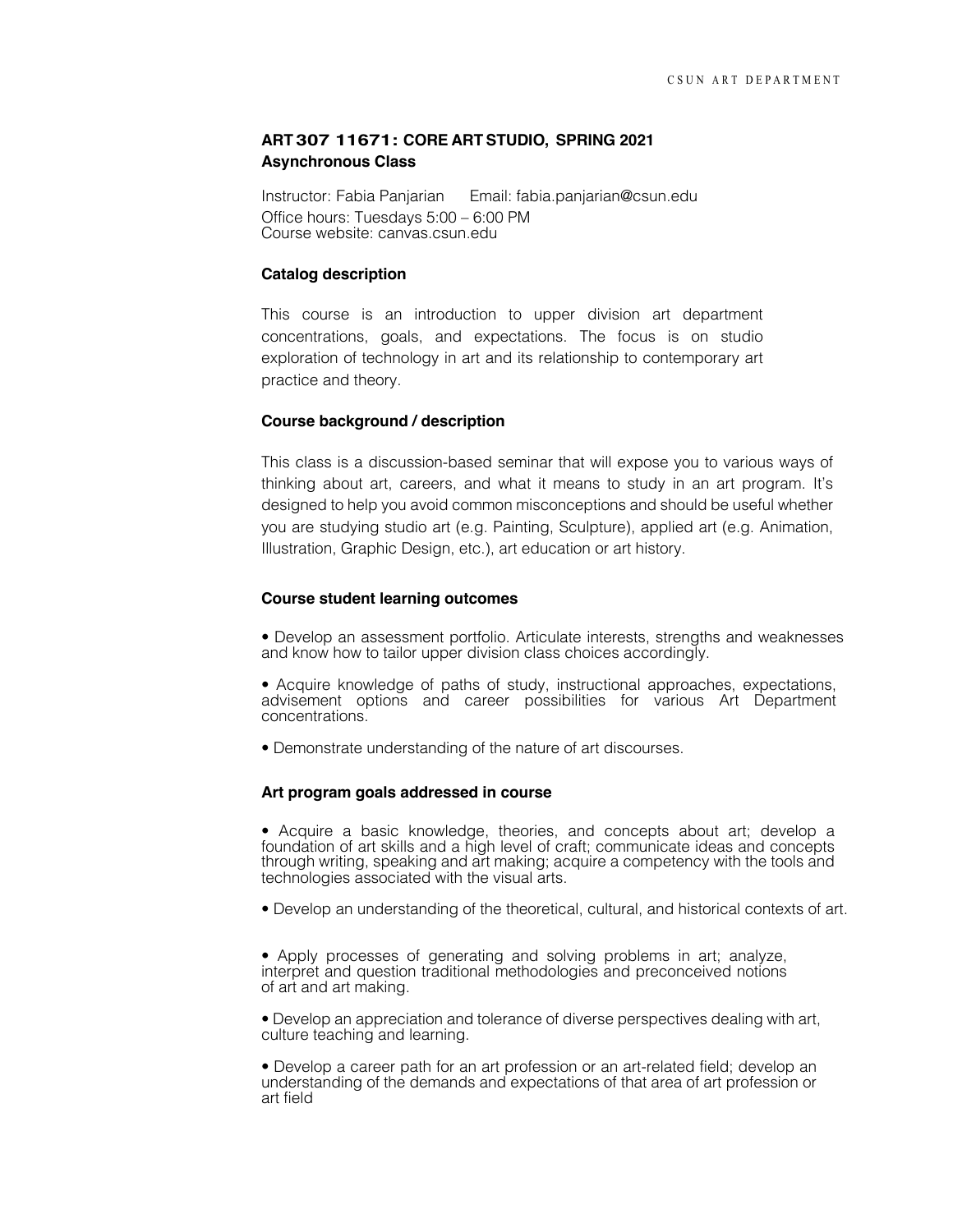# ART 307 11671: CORE ART STUDIO, SPRING 2021

**Asynchronous Class**

Instructor: Fabia Panjarian    Email: fabia.panjarian@csun.edu
Office hours: Tuesdays 5:00 – 6:00 PM
Course website: canvas.csun.edu

## Catalog description

This course is an introduction to upper division art department concentrations, goals, and expectations. The focus is on studio exploration of technology in art and its relationship to contemporary art practice and theory.

## Course background / description

This class is a discussion-based seminar that will expose you to various ways of thinking about art, careers, and what it means to study in an art program. It's designed to help you avoid common misconceptions and should be useful whether you are studying studio art (e.g. Painting, Sculpture), applied art (e.g. Animation, Illustration, Graphic Design, etc.), art education or art history.

## Course student learning outcomes

- Develop an assessment portfolio. Articulate interests, strengths and weaknesses and know how to tailor upper division class choices accordingly.
- Acquire knowledge of paths of study, instructional approaches, expectations, advisement options and career possibilities for various Art Department concentrations.
- Demonstrate understanding of the nature of art discourses.

## Art program goals addressed in course

- Acquire a basic knowledge, theories, and concepts about art; develop a foundation of art skills and a high level of craft; communicate ideas and concepts through writing, speaking and art making; acquire a competency with the tools and technologies associated with the visual arts.
- Develop an understanding of the theoretical, cultural, and historical contexts of art.
- Apply processes of generating and solving problems in art; analyze, interpret and question traditional methodologies and preconceived notions of art and art making.
- Develop an appreciation and tolerance of diverse perspectives dealing with art, culture teaching and learning.
- Develop a career path for an art profession or an art-related field; develop an understanding of the demands and expectations of that area of art profession or art field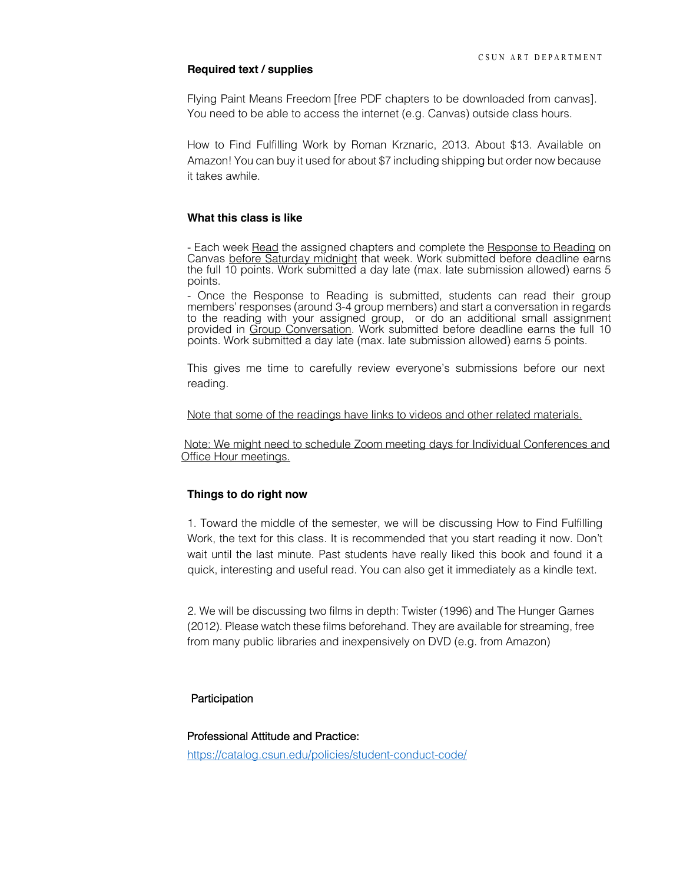**Required text / supplies**

Flying Paint Means Freedom [free PDF chapters to be downloaded from canvas]. You need to be able to access the internet (e.g. Canvas) outside class hours.

How to Find Fulfilling Work by Roman Krznaric, 2013. About $13. Available on Amazon! You can buy it used for about $7 including shipping but order now because it takes awhile.

**What this class is like**

- Each week Read the assigned chapters and complete the Response to Reading on Canvas before Saturday midnight that week. Work submitted before deadline earns the full 10 points. Work submitted a day late (max. late submission allowed) earns 5 points.
- Once the Response to Reading is submitted, students can read their group members' responses (around 3-4 group members) and start a conversation in regards to the reading with your assigned group, or do an additional small assignment provided in Group Conversation. Work submitted before deadline earns the full 10 points. Work submitted a day late (max. late submission allowed) earns 5 points.

This gives me time to carefully review everyone's submissions before our next reading.

Note that some of the readings have links to videos and other related materials.

Note: We might need to schedule Zoom meeting days for Individual Conferences and Office Hour meetings.

**Things to do right now**

1. Toward the middle of the semester, we will be discussing How to Find Fulfilling Work, the text for this class. It is recommended that you start reading it now. Don't wait until the last minute. Past students have really liked this book and found it a quick, interesting and useful read. You can also get it immediately as a kindle text.

2. We will be discussing two films in depth: Twister (1996) and The Hunger Games (2012). Please watch these films beforehand. They are available for streaming, free from many public libraries and inexpensively on DVD (e.g. from Amazon)

Participation

Professional Attitude and Practice:

https://catalog.csun.edu/policies/student-conduct-code/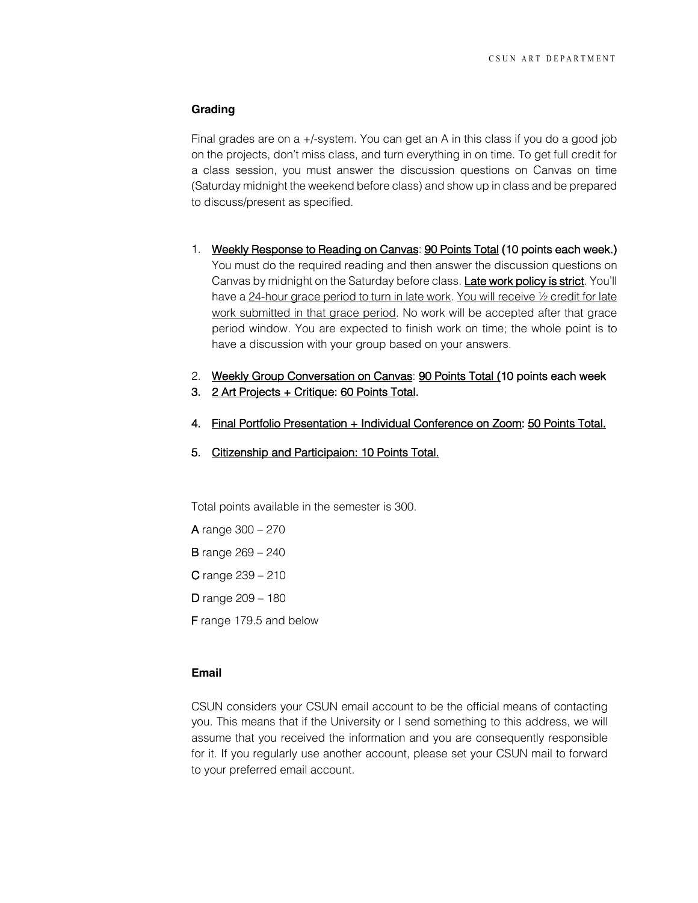**Grading**

Final grades are on a +/-system. You can get an A in this class if you do a good job on the projects, don't miss class, and turn everything in on time. To get full credit for a class session, you must answer the discussion questions on Canvas on time (Saturday midnight the weekend before class) and show up in class and be prepared to discuss/present as specified.

1. Weekly Response to Reading on Canvas: 90 Points Total (10 points each week.) You must do the required reading and then answer the discussion questions on Canvas by midnight on the Saturday before class. **Late work policy is strict**. You'll have a 24-hour grace period to turn in late work. You will receive ½ credit for late work submitted in that grace period. No work will be accepted after that grace period window. You are expected to finish work on time; the whole point is to have a discussion with your group based on your answers.

2. Weekly Group Conversation on Canvas: 90 Points Total (10 points each week
3. 2 Art Projects + Critique: 60 Points Total.

4. Final Portfolio Presentation + Individual Conference on Zoom: 50 Points Total.

5. Citizenship and Participaion: 10 Points Total.

Total points available in the semester is 300.

A range 300 – 270

B range 269 – 240

C range 239 – 210

D range 209 – 180

F range 179.5 and below

**Email**

CSUN considers your CSUN email account to be the official means of contacting you. This means that if the University or I send something to this address, we will assume that you received the information and you are consequently responsible for it. If you regularly use another account, please set your CSUN mail to forward to your preferred email account.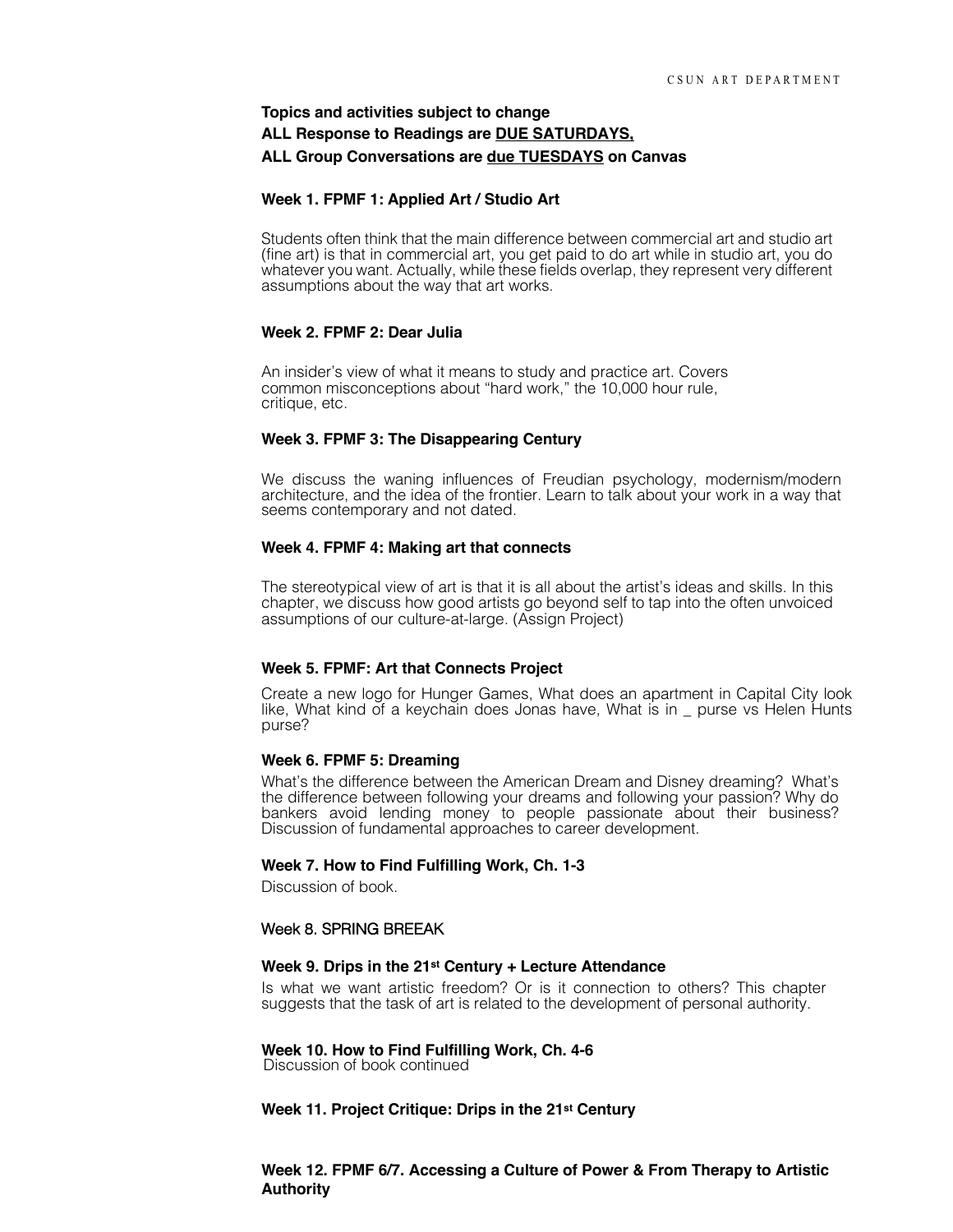**Topics and activities subject to change**
**ALL Response to Readings are <u>DUE SATURDAYS,</u>**
**ALL Group Conversations are <u>due TUESDAYS</u> on Canvas**

### Week 1. FPMF 1: Applied Art / Studio Art

Students often think that the main difference between commercial art and studio art (fine art) is that in commercial art, you get paid to do art while in studio art, you do whatever you want. Actually, while these fields overlap, they represent very different assumptions about the way that art works.

### Week 2. FPMF 2: Dear Julia

An insider's view of what it means to study and practice art. Covers common misconceptions about "hard work," the 10,000 hour rule, critique, etc.

### Week 3. FPMF 3: The Disappearing Century

We discuss the waning influences of Freudian psychology, modernism/modern architecture, and the idea of the frontier. Learn to talk about your work in a way that seems contemporary and not dated.

### Week 4. FPMF 4: Making art that connects

The stereotypical view of art is that it is all about the artist's ideas and skills. In this chapter, we discuss how good artists go beyond self to tap into the often unvoiced assumptions of our culture-at-large. (Assign Project)

### Week 5. FPMF: Art that Connects Project

Create a new logo for Hunger Games, What does an apartment in Capital City look like, What kind of a keychain does Jonas have, What is in _ purse vs Helen Hunts purse?

### Week 6. FPMF 5: Dreaming

What's the difference between the American Dream and Disney dreaming? What's the difference between following your dreams and following your passion? Why do bankers avoid lending money to people passionate about their business? Discussion of fundamental approaches to career development.

### Week 7. How to Find Fulfilling Work, Ch. 1-3

Discussion of book.

Week 8. SPRING BREEAK

### Week 9. Drips in the 21st Century + Lecture Attendance

Is what we want artistic freedom? Or is it connection to others? This chapter suggests that the task of art is related to the development of personal authority.

### Week 10. How to Find Fulfilling Work, Ch. 4-6

Discussion of book continued

### Week 11. Project Critique: Drips in the 21st Century

### Week 12. FPMF 6/7. Accessing a Culture of Power & From Therapy to Artistic Authority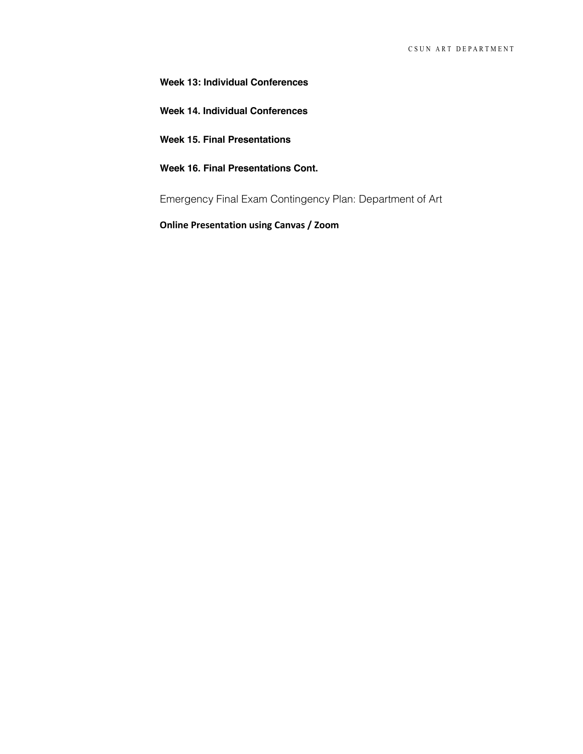**Week 13: Individual Conferences**

**Week 14. Individual Conferences**

**Week 15. Final Presentations**

**Week 16. Final Presentations Cont.**

Emergency Final Exam Contingency Plan: Department of Art

**Online Presentation using Canvas / Zoom**